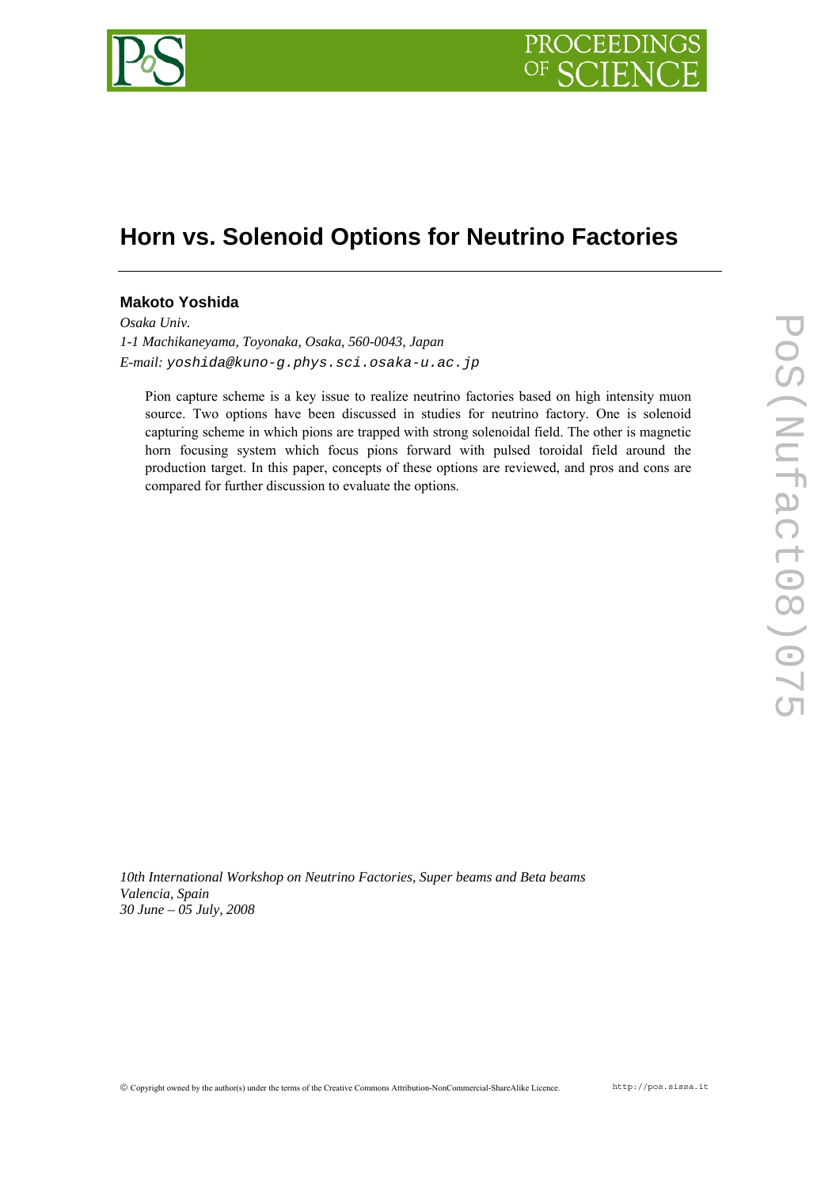# Horn vs. Solenoid Options for Neutrino Factories

**Makoto Yoshida**

*Osaka Univ.*
*1-1 Machikaneyama, Toyonaka, Osaka, 560-0043, Japan*
*E-mail:* yoshida@kuno-g.phys.sci.osaka-u.ac.jp

Pion capture scheme is a key issue to realize neutrino factories based on high intensity muon source. Two options have been discussed in studies for neutrino factory. One is solenoid capturing scheme in which pions are trapped with strong solenoidal field. The other is magnetic horn focusing system which focus pions forward with pulsed toroidal field around the production target. In this paper, concepts of these options are reviewed, and pros and cons are compared for further discussion to evaluate the options.

*10th International Workshop on Neutrino Factories, Super beams and Beta beams*
*Valencia, Spain*
*30 June – 05 July, 2008*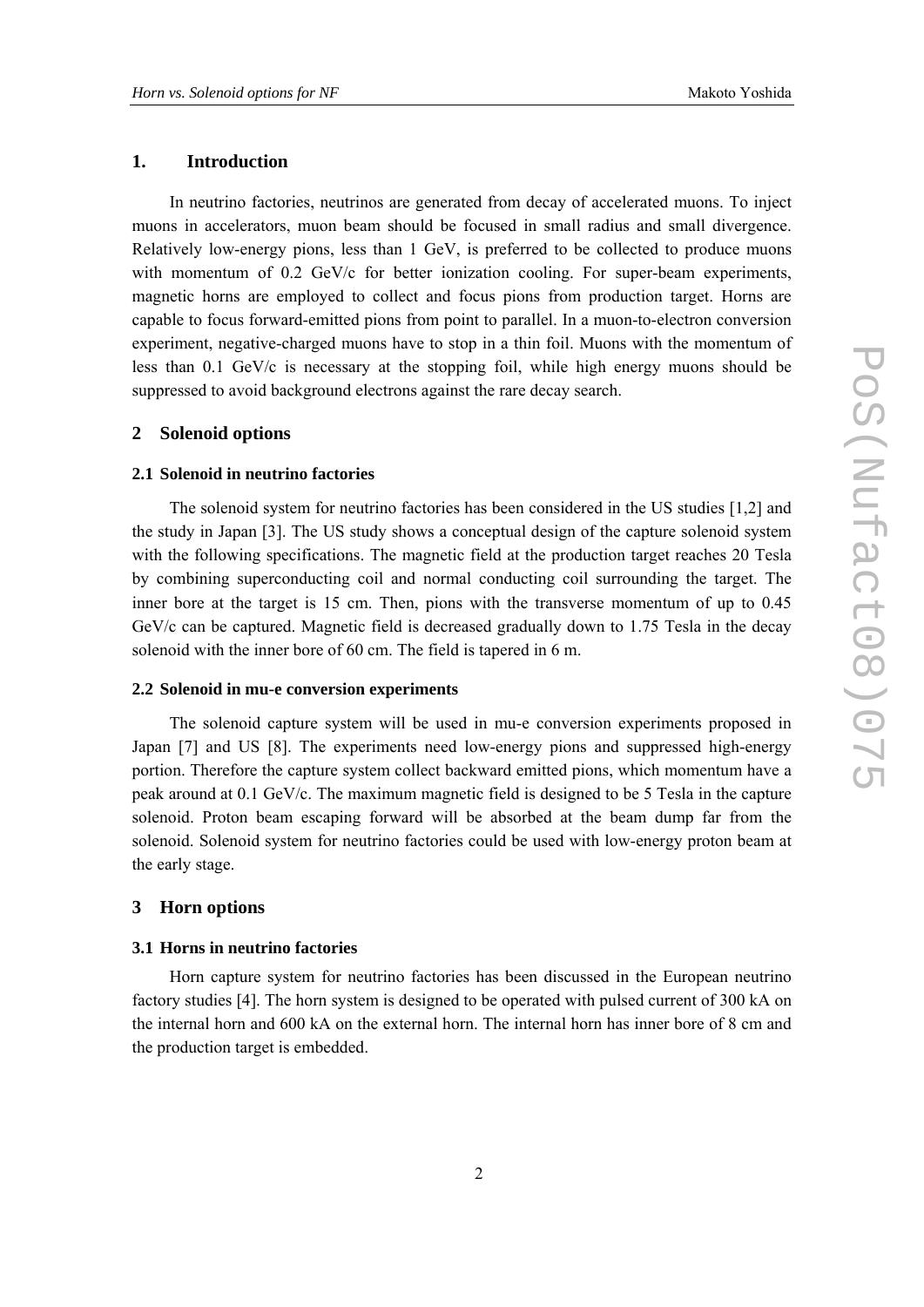## 1. Introduction

In neutrino factories, neutrinos are generated from decay of accelerated muons. To inject muons in accelerators, muon beam should be focused in small radius and small divergence. Relatively low-energy pions, less than 1 GeV, is preferred to be collected to produce muons with momentum of 0.2 GeV/c for better ionization cooling. For super-beam experiments, magnetic horns are employed to collect and focus pions from production target. Horns are capable to focus forward-emitted pions from point to parallel. In a muon-to-electron conversion experiment, negative-charged muons have to stop in a thin foil. Muons with the momentum of less than 0.1 GeV/c is necessary at the stopping foil, while high energy muons should be suppressed to avoid background electrons against the rare decay search.

## 2 Solenoid options

### 2.1 Solenoid in neutrino factories

The solenoid system for neutrino factories has been considered in the US studies [1,2] and the study in Japan [3]. The US study shows a conceptual design of the capture solenoid system with the following specifications. The magnetic field at the production target reaches 20 Tesla by combining superconducting coil and normal conducting coil surrounding the target. The inner bore at the target is 15 cm. Then, pions with the transverse momentum of up to 0.45 GeV/c can be captured. Magnetic field is decreased gradually down to 1.75 Tesla in the decay solenoid with the inner bore of 60 cm. The field is tapered in 6 m.

### 2.2 Solenoid in mu-e conversion experiments

The solenoid capture system will be used in mu-e conversion experiments proposed in Japan [7] and US [8]. The experiments need low-energy pions and suppressed high-energy portion. Therefore the capture system collect backward emitted pions, which momentum have a peak around at 0.1 GeV/c. The maximum magnetic field is designed to be 5 Tesla in the capture solenoid. Proton beam escaping forward will be absorbed at the beam dump far from the solenoid. Solenoid system for neutrino factories could be used with low-energy proton beam at the early stage.

## 3 Horn options

### 3.1 Horns in neutrino factories

Horn capture system for neutrino factories has been discussed in the European neutrino factory studies [4]. The horn system is designed to be operated with pulsed current of 300 kA on the internal horn and 600 kA on the external horn. The internal horn has inner bore of 8 cm and the production target is embedded.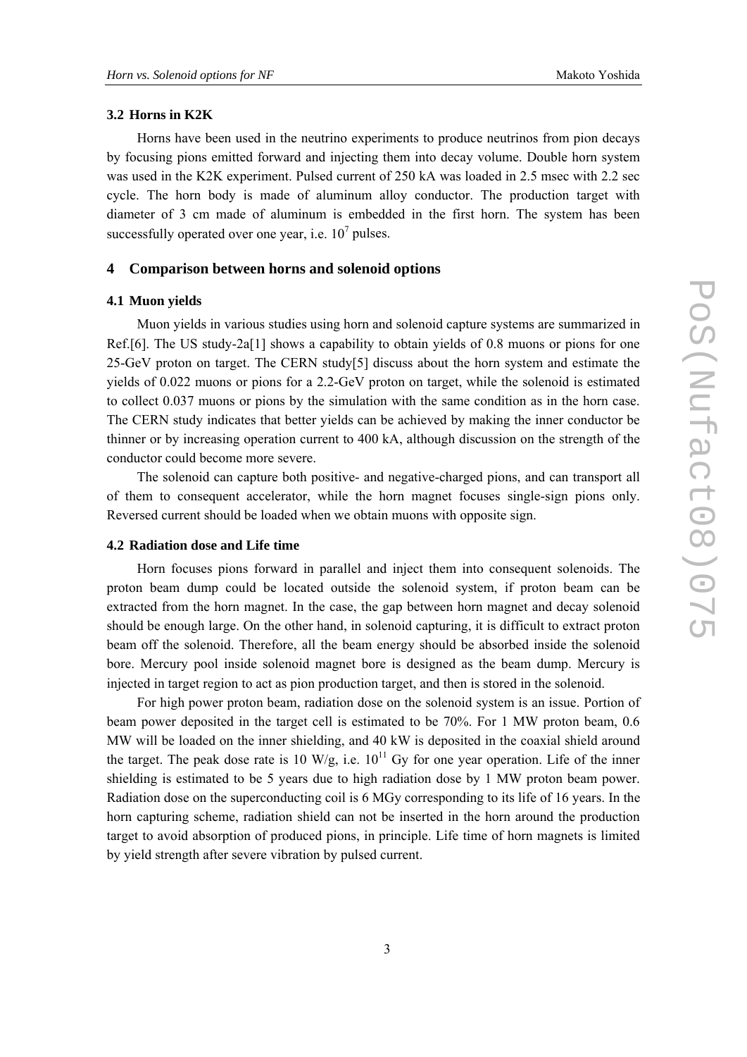### 3.2 Horns in K2K

Horns have been used in the neutrino experiments to produce neutrinos from pion decays by focusing pions emitted forward and injecting them into decay volume. Double horn system was used in the K2K experiment. Pulsed current of 250 kA was loaded in 2.5 msec with 2.2 sec cycle. The horn body is made of aluminum alloy conductor. The production target with diameter of 3 cm made of aluminum is embedded in the first horn. The system has been successfully operated over one year, i.e. $10^7$ pulses.

## 4 Comparison between horns and solenoid options

### 4.1 Muon yields

Muon yields in various studies using horn and solenoid capture systems are summarized in Ref.[6]. The US study-2a[1] shows a capability to obtain yields of 0.8 muons or pions for one 25-GeV proton on target. The CERN study[5] discuss about the horn system and estimate the yields of 0.022 muons or pions for a 2.2-GeV proton on target, while the solenoid is estimated to collect 0.037 muons or pions by the simulation with the same condition as in the horn case. The CERN study indicates that better yields can be achieved by making the inner conductor be thinner or by increasing operation current to 400 kA, although discussion on the strength of the conductor could become more severe.

The solenoid can capture both positive- and negative-charged pions, and can transport all of them to consequent accelerator, while the horn magnet focuses single-sign pions only. Reversed current should be loaded when we obtain muons with opposite sign.

### 4.2 Radiation dose and Life time

Horn focuses pions forward in parallel and inject them into consequent solenoids. The proton beam dump could be located outside the solenoid system, if proton beam can be extracted from the horn magnet. In the case, the gap between horn magnet and decay solenoid should be enough large. On the other hand, in solenoid capturing, it is difficult to extract proton beam off the solenoid. Therefore, all the beam energy should be absorbed inside the solenoid bore. Mercury pool inside solenoid magnet bore is designed as the beam dump. Mercury is injected in target region to act as pion production target, and then is stored in the solenoid.

For high power proton beam, radiation dose on the solenoid system is an issue. Portion of beam power deposited in the target cell is estimated to be 70%. For 1 MW proton beam, 0.6 MW will be loaded on the inner shielding, and 40 kW is deposited in the coaxial shield around the target. The peak dose rate is 10 W/g, i.e. $10^{11}$ Gy for one year operation. Life of the inner shielding is estimated to be 5 years due to high radiation dose by 1 MW proton beam power. Radiation dose on the superconducting coil is 6 MGy corresponding to its life of 16 years. In the horn capturing scheme, radiation shield can not be inserted in the horn around the production target to avoid absorption of produced pions, in principle. Life time of horn magnets is limited by yield strength after severe vibration by pulsed current.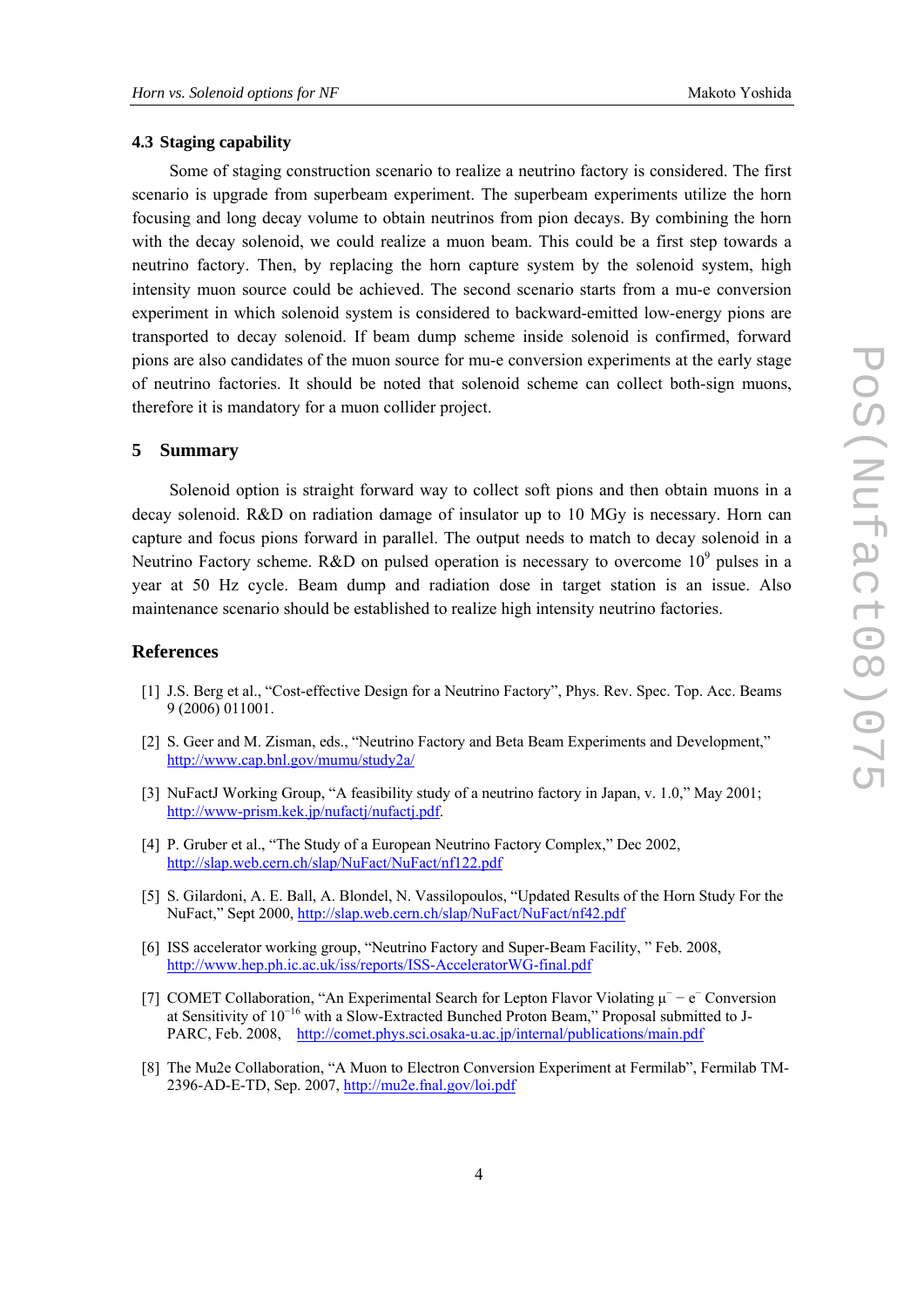### 4.3 Staging capability

Some of staging construction scenario to realize a neutrino factory is considered. The first scenario is upgrade from superbeam experiment. The superbeam experiments utilize the horn focusing and long decay volume to obtain neutrinos from pion decays. By combining the horn with the decay solenoid, we could realize a muon beam. This could be a first step towards a neutrino factory. Then, by replacing the horn capture system by the solenoid system, high intensity muon source could be achieved. The second scenario starts from a mu-e conversion experiment in which solenoid system is considered to backward-emitted low-energy pions are transported to decay solenoid. If beam dump scheme inside solenoid is confirmed, forward pions are also candidates of the muon source for mu-e conversion experiments at the early stage of neutrino factories. It should be noted that solenoid scheme can collect both-sign muons, therefore it is mandatory for a muon collider project.

## 5 Summary

Solenoid option is straight forward way to collect soft pions and then obtain muons in a decay solenoid. R&D on radiation damage of insulator up to 10 MGy is necessary. Horn can capture and focus pions forward in parallel. The output needs to match to decay solenoid in a Neutrino Factory scheme. R&D on pulsed operation is necessary to overcome $10^9$ pulses in a year at 50 Hz cycle. Beam dump and radiation dose in target station is an issue. Also maintenance scenario should be established to realize high intensity neutrino factories.

## References

[1] J.S. Berg et al., "Cost-effective Design for a Neutrino Factory", Phys. Rev. Spec. Top. Acc. Beams 9 (2006) 011001.

[2] S. Geer and M. Zisman, eds., "Neutrino Factory and Beta Beam Experiments and Development," http://www.cap.bnl.gov/mumu/study2a/

[3] NuFactJ Working Group, "A feasibility study of a neutrino factory in Japan, v. 1.0," May 2001; http://www-prism.kek.jp/nufactj/nufactj.pdf.

[4] P. Gruber et al., "The Study of a European Neutrino Factory Complex," Dec 2002, http://slap.web.cern.ch/slap/NuFact/NuFact/nf122.pdf

[5] S. Gilardoni, A. E. Ball, A. Blondel, N. Vassilopoulos, "Updated Results of the Horn Study For the NuFact," Sept 2000, http://slap.web.cern.ch/slap/NuFact/NuFact/nf42.pdf

[6] ISS accelerator working group, "Neutrino Factory and Super-Beam Facility, " Feb. 2008, http://www.hep.ph.ic.ac.uk/iss/reports/ISS-AcceleratorWG-final.pdf

[7] COMET Collaboration, "An Experimental Search for Lepton Flavor Violating $\mu^- - e^-$ Conversion at Sensitivity of $10^{-16}$ with a Slow-Extracted Bunched Proton Beam," Proposal submitted to J-PARC, Feb. 2008, http://comet.phys.sci.osaka-u.ac.jp/internal/publications/main.pdf

[8] The Mu2e Collaboration, "A Muon to Electron Conversion Experiment at Fermilab", Fermilab TM-2396-AD-E-TD, Sep. 2007, http://mu2e.fnal.gov/loi.pdf